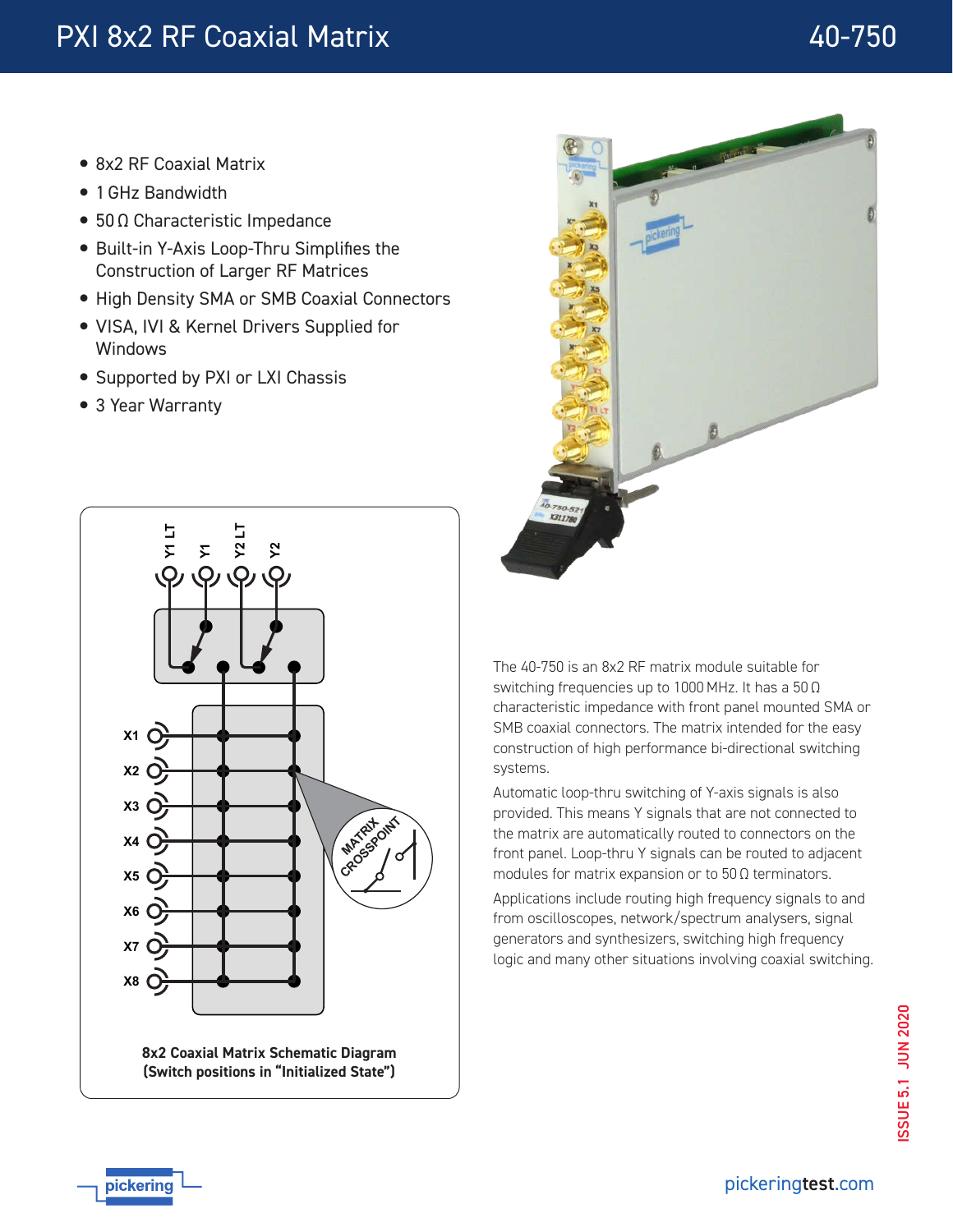# PXI 8x2 RF Coaxial Matrix

# 40-750

- 8x2 RF Coaxial Matrix
- 1 GHz Bandwidth
- 50 Ω Characteristic Impedance
- Built-in Y-Axis Loop-Thru Simplifies the Construction of Larger RF Matrices
- High Density SMA or SMB Coaxial Connectors
- VISA, IVI & Kernel Drivers Supplied for Windows
- Supported by PXI or LXI Chassis
- 3 Year Warranty

**8x2 Coaxial Matrix Schematic Diagram (Switch positions in "Initialized State")**

The 40-750 is an 8x2 RF matrix module suitable for switching frequencies up to 1000 MHz. It has a 50 Ω characteristic impedance with front panel mounted SMA or SMB coaxial connectors. The matrix intended for the easy construction of high performance bi-directional switching systems.

Automatic loop-thru switching of Y-axis signals is also provided. This means Y signals that are not connected to the matrix are automatically routed to connectors on the front panel. Loop-thru Y signals can be routed to adjacent modules for matrix expansion or to 50 Ω terminators.

Applications include routing high frequency signals to and from oscilloscopes, network/spectrum analysers, signal generators and synthesizers, switching high frequency logic and many other situations involving coaxial switching.

ISSUE 5.1 JUN 2020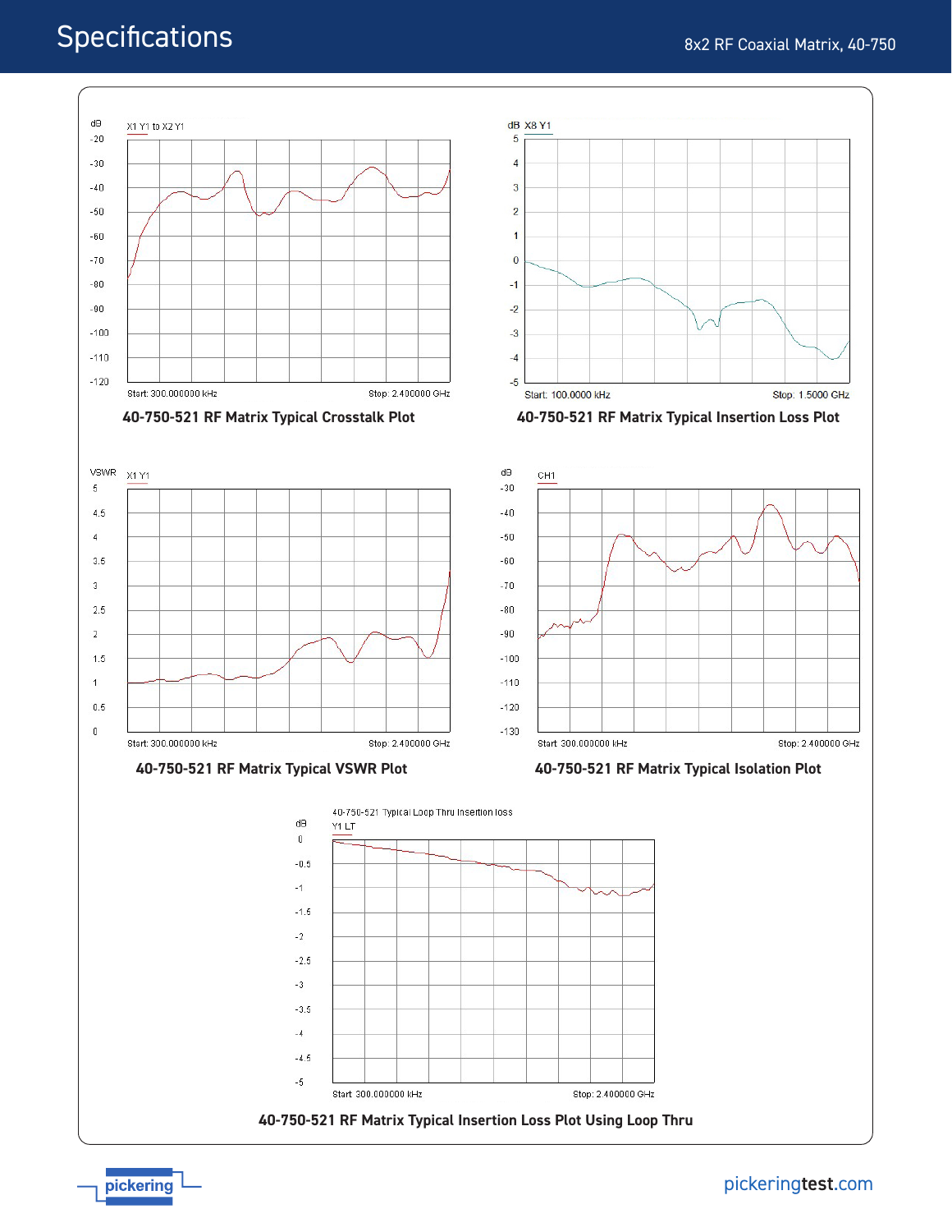## Specifications

8x2 RF Coaxial Matrix, 40-750

dB X1 Y1 to X2 Y1

Start: 300.000000 kHz Stop: 2.400000 GHz

**40-750-521 RF Matrix Typical Crosstalk Plot**

dB X8 Y1

Start: 100.0000 kHz Stop: 1.5000 GHz

**40-750-521 RF Matrix Typical Insertion Loss Plot**

VSWR X1 Y1

Start: 300.000000 kHz Stop: 2.400000 GHz

**40-750-521 RF Matrix Typical VSWR Plot**

dB CH1

Start: 300.000000 kHz Stop: 2.400000 GHz

**40-750-521 RF Matrix Typical Isolation Plot**

40-750-521 Typical Loop Thru Insertion loss

dB Y1 LT

Start: 300.000000 kHz Stop: 2.400000 GHz

**40-750-521 RF Matrix Typical Insertion Loss Plot Using Loop Thru**

pickeringtest.com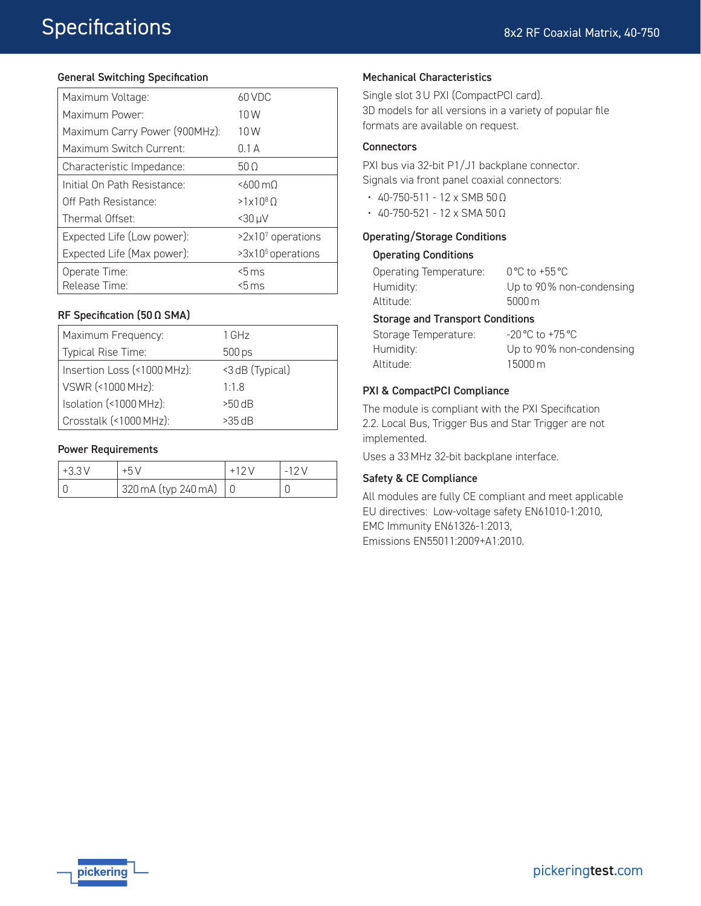# Specifications

## General Switching Specification

| | |
|---|---|
| Maximum Voltage: | 60 VDC |
| Maximum Power: | 10 W |
| Maximum Carry Power (900MHz): | 10 W |
| Maximum Switch Current: | 0.1 A |
| Characteristic Impedance: | 50 Ω |
| Initial On Path Resistance: | <600 mΩ |
| Off Path Resistance: | >1x10$^{8}$ Ω |
| Thermal Offset: | <30 µV |
| Expected Life (Low power): | >2x10$^{7}$ operations |
| Expected Life (Max power): | >3x10$^{5}$ operations |
| Operate Time: | <5 ms |
| Release Time: | <5 ms |

## RF Specification (50 Ω SMA)

| | |
|---|---|
| Maximum Frequency: | 1 GHz |
| Typical Rise Time: | 500 ps |
| Insertion Loss (<1000 MHz): | <3 dB (Typical) |
| VSWR (<1000 MHz): | 1:1.8 |
| Isolation (<1000 MHz): | >50 dB |
| Crosstalk (<1000 MHz): | >35 dB |

## Power Requirements

| +3.3 V | +5 V | +12 V | -12 V |
|---|---|---|---|
| 0 | 320 mA (typ 240 mA) | 0 | 0 |

## Mechanical Characteristics

Single slot 3 U PXI (CompactPCI card).
3D models for all versions in a variety of popular file formats are available on request.

## Connectors

PXI bus via 32-bit P1/J1 backplane connector.
Signals via front panel coaxial connectors:

- 40-750-511 - 12 x SMB 50 Ω
- 40-750-521 - 12 x SMA 50 Ω

## Operating/Storage Conditions

### Operating Conditions

| | |
|---|---|
| Operating Temperature: | 0 °C to +55 °C |
| Humidity: | Up to 90 % non-condensing |
| Altitude: | 5000 m |

### Storage and Transport Conditions

| | |
|---|---|
| Storage Temperature: | -20 °C to +75 °C |
| Humidity: | Up to 90 % non-condensing |
| Altitude: | 15000 m |

## PXI & CompactPCI Compliance

The module is compliant with the PXI Specification 2.2. Local Bus, Trigger Bus and Star Trigger are not implemented.

Uses a 33 MHz 32-bit backplane interface.

## Safety & CE Compliance

All modules are fully CE compliant and meet applicable EU directives: Low-voltage safety EN61010-1:2010, EMC Immunity EN61326-1:2013, Emissions EN55011:2009+A1:2010.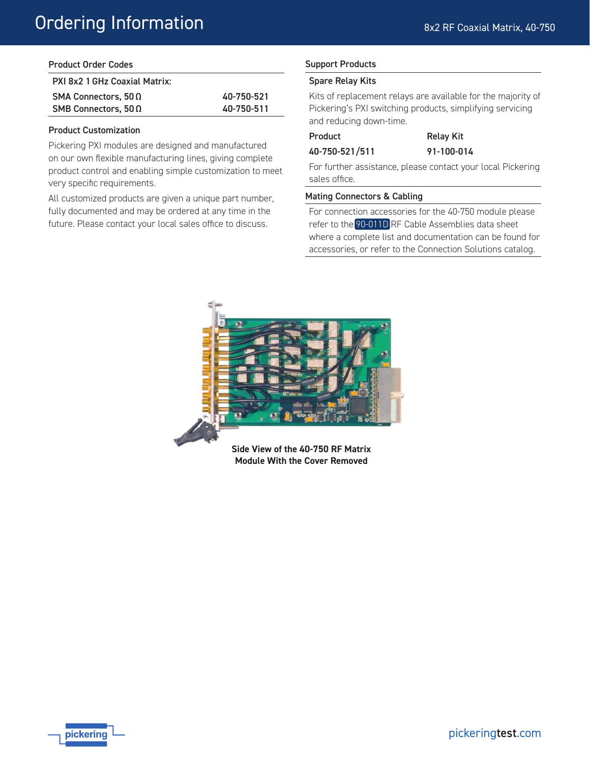# Ordering Information

## Product Order Codes

| PXI 8x2 1 GHz Coaxial Matrix: | |
|---|---|
| SMA Connectors, 50 Ω | 40-750-521 |
| SMB Connectors, 50 Ω | 40-750-511 |

## Product Customization

Pickering PXI modules are designed and manufactured on our own flexible manufacturing lines, giving complete product control and enabling simple customization to meet very specific requirements.

All customized products are given a unique part number, fully documented and may be ordered at any time in the future. Please contact your local sales office to discuss.

## Support Products

### Spare Relay Kits

Kits of replacement relays are available for the majority of Pickering's PXI switching products, simplifying servicing and reducing down-time.

| Product | Relay Kit |
|---|---|
| 40-750-521/511 | 91-100-014 |

For further assistance, please contact your local Pickering sales office.

### Mating Connectors & Cabling

For connection accessories for the 40-750 module please refer to the 90-011D RF Cable Assemblies data sheet where a complete list and documentation can be found for accessories, or refer to the Connection Solutions catalog.

**Side View of the 40-750 RF Matrix Module With the Cover Removed**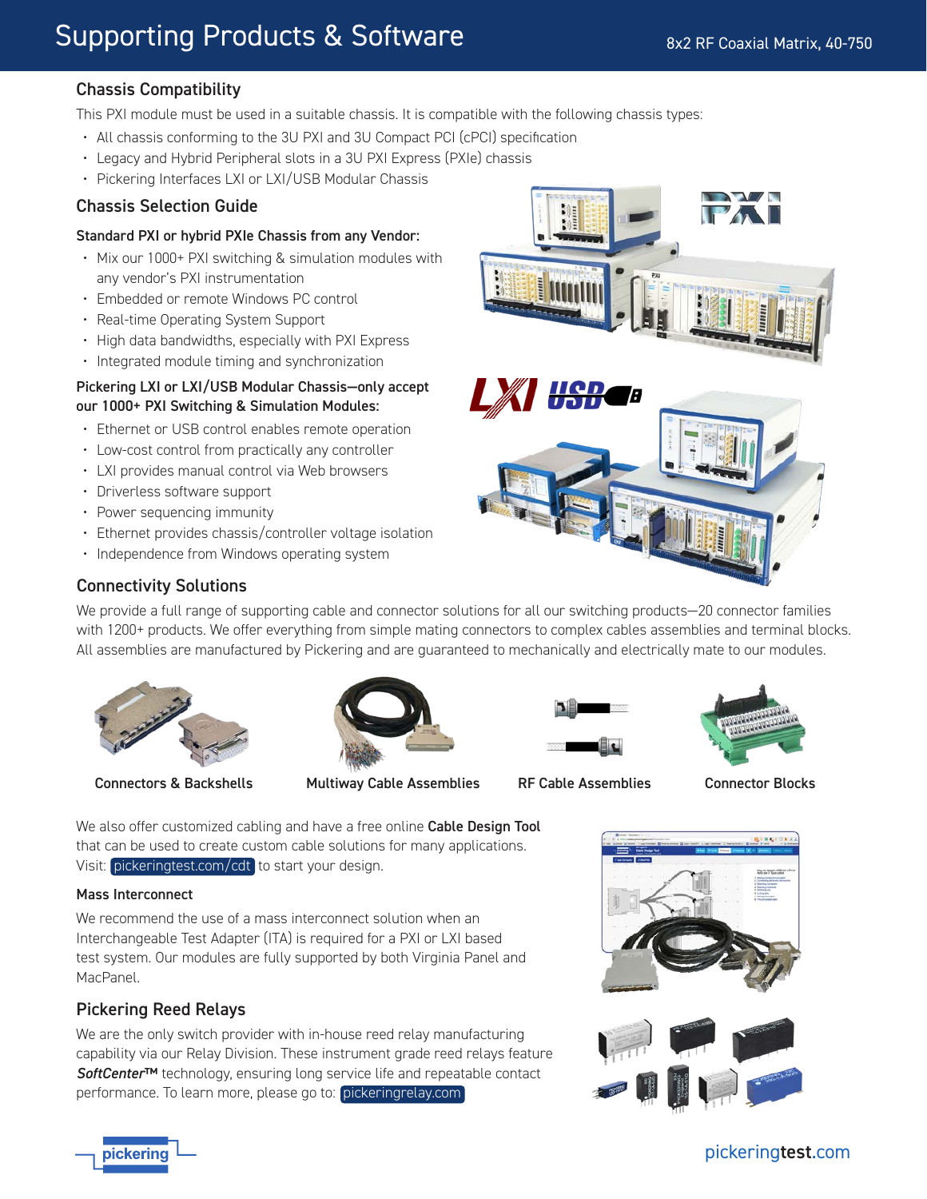# Supporting Products & Software

## Chassis Compatibility

This PXI module must be used in a suitable chassis. It is compatible with the following chassis types:

- All chassis conforming to the 3U PXI and 3U Compact PCI (cPCI) specification
- Legacy and Hybrid Peripheral slots in a 3U PXI Express (PXIe) chassis
- Pickering Interfaces LXI or LXI/USB Modular Chassis

## Chassis Selection Guide

### Standard PXI or hybrid PXIe Chassis from any Vendor:

- Mix our 1000+ PXI switching & simulation modules with any vendor's PXI instrumentation
- Embedded or remote Windows PC control
- Real-time Operating System Support
- High data bandwidths, especially with PXI Express
- Integrated module timing and synchronization

### Pickering LXI or LXI/USB Modular Chassis—only accept our 1000+ PXI Switching & Simulation Modules:

- Ethernet or USB control enables remote operation
- Low-cost control from practically any controller
- LXI provides manual control via Web browsers
- Driverless software support
- Power sequencing immunity
- Ethernet provides chassis/controller voltage isolation
- Independence from Windows operating system

## Connectivity Solutions

We provide a full range of supporting cable and connector solutions for all our switching products—20 connector families with 1200+ products. We offer everything from simple mating connectors to complex cables assemblies and terminal blocks. All assemblies are manufactured by Pickering and are guaranteed to mechanically and electrically mate to our modules.

**Connectors & Backshells** | **Multiway Cable Assemblies** | **RF Cable Assemblies** | **Connector Blocks**

We also offer customized cabling and have a free online **Cable Design Tool** that can be used to create custom cable solutions for many applications. Visit: pickeringtest.com/cdt to start your design.

### Mass Interconnect

We recommend the use of a mass interconnect solution when an Interchangeable Test Adapter (ITA) is required for a PXI or LXI based test system. Our modules are fully supported by both Virginia Panel and MacPanel.

## Pickering Reed Relays

We are the only switch provider with in-house reed relay manufacturing capability via our Relay Division. These instrument grade reed relays feature ***SoftCenter™*** technology, ensuring long service life and repeatable contact performance. To learn more, please go to: pickeringrelay.com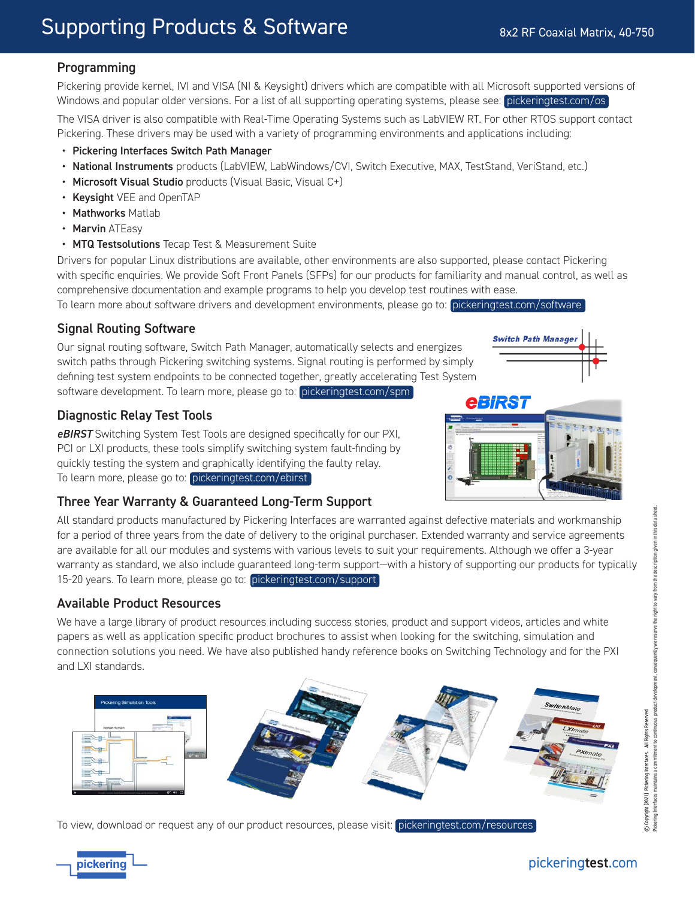# Supporting Products & Software

8x2 RF Coaxial Matrix, 40-750

## Programming

Pickering provide kernel, IVI and VISA (NI & Keysight) drivers which are compatible with all Microsoft supported versions of Windows and popular older versions. For a list of all supporting operating systems, please see: pickeringtest.com/os

The VISA driver is also compatible with Real-Time Operating Systems such as LabVIEW RT. For other RTOS support contact Pickering. These drivers may be used with a variety of programming environments and applications including:

- **Pickering Interfaces Switch Path Manager**
- **National Instruments** products (LabVIEW, LabWindows/CVI, Switch Executive, MAX, TestStand, VeriStand, etc.)
- **Microsoft Visual Studio** products (Visual Basic, Visual C+)
- **Keysight** VEE and OpenTAP
- **Mathworks** Matlab
- **Marvin** ATEasy
- **MTQ Testsolutions** Tecap Test & Measurement Suite

Drivers for popular Linux distributions are available, other environments are also supported, please contact Pickering with specific enquiries. We provide Soft Front Panels (SFPs) for our products for familiarity and manual control, as well as comprehensive documentation and example programs to help you develop test routines with ease.

To learn more about software drivers and development environments, please go to: pickeringtest.com/software

## Signal Routing Software

Our signal routing software, Switch Path Manager, automatically selects and energizes switch paths through Pickering switching systems. Signal routing is performed by simply defining test system endpoints to be connected together, greatly accelerating Test System software development. To learn more, please go to: pickeringtest.com/spm

## Diagnostic Relay Test Tools

***eBIRST*** Switching System Test Tools are designed specifically for our PXI, PCI or LXI products, these tools simplify switching system fault-finding by quickly testing the system and graphically identifying the faulty relay. To learn more, please go to: pickeringtest.com/ebirst

## Three Year Warranty & Guaranteed Long-Term Support

All standard products manufactured by Pickering Interfaces are warranted against defective materials and workmanship for a period of three years from the date of delivery to the original purchaser. Extended warranty and service agreements are available for all our modules and systems with various levels to suit your requirements. Although we offer a 3-year warranty as standard, we also include guaranteed long-term support—with a history of supporting our products for typically 15-20 years. To learn more, please go to: pickeringtest.com/support

## Available Product Resources

We have a large library of product resources including success stories, product and support videos, articles and white papers as well as application specific product brochures to assist when looking for the switching, simulation and connection solutions you need. We have also published handy reference books on Switching Technology and for the PXI and LXI standards.

To view, download or request any of our product resources, please visit: pickeringtest.com/resources

© Copyright (2021) Pickering Interfaces. All Rights Reserved
Pickering Interfaces maintains a commitment to continuous product development, consequently we reserve the right to vary from the description given in this data sheet.